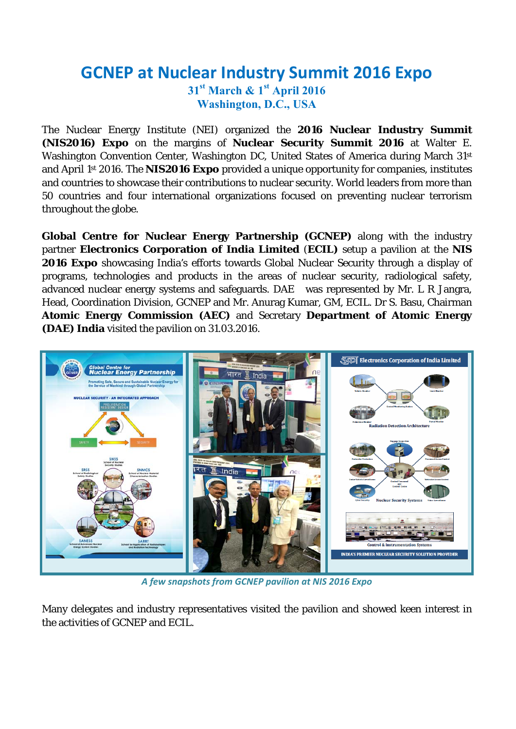# GCNEP at Nuclear Industry Summit 2016 Expo

**31st March & 1st April 2016**
**Washington, D.C., USA**

The Nuclear Energy Institute (NEI) organized the **2016 Nuclear Industry Summit (NIS2016) Expo** on the margins of **Nuclear Security Summit 2016** at Walter E. Washington Convention Center, Washington DC, United States of America during March 31st and April 1st 2016. The **NIS2016 Expo** provided a unique opportunity for companies, institutes and countries to showcase their contributions to nuclear security. World leaders from more than 50 countries and four international organizations focused on preventing nuclear terrorism throughout the globe.

**Global Centre for Nuclear Energy Partnership (GCNEP)** along with the industry partner **Electronics Corporation of India Limited** (**ECIL)** setup a pavilion at the **NIS 2016 Expo** showcasing India's efforts towards Global Nuclear Security through a display of programs, technologies and products in the areas of nuclear security, radiological safety, advanced nuclear energy systems and safeguards. DAE was represented by Mr. L R Jangra, Head, Coordination Division, GCNEP and Mr. Anurag Kumar, GM, ECIL. Dr S. Basu, Chairman **Atomic Energy Commission (AEC)** and Secretary **Department of Atomic Energy (DAE) India** visited the pavilion on 31.03.2016.

*A few snapshots from GCNEP pavilion at NIS 2016 Expo*

Many delegates and industry representatives visited the pavilion and showed keen interest in the activities of GCNEP and ECIL.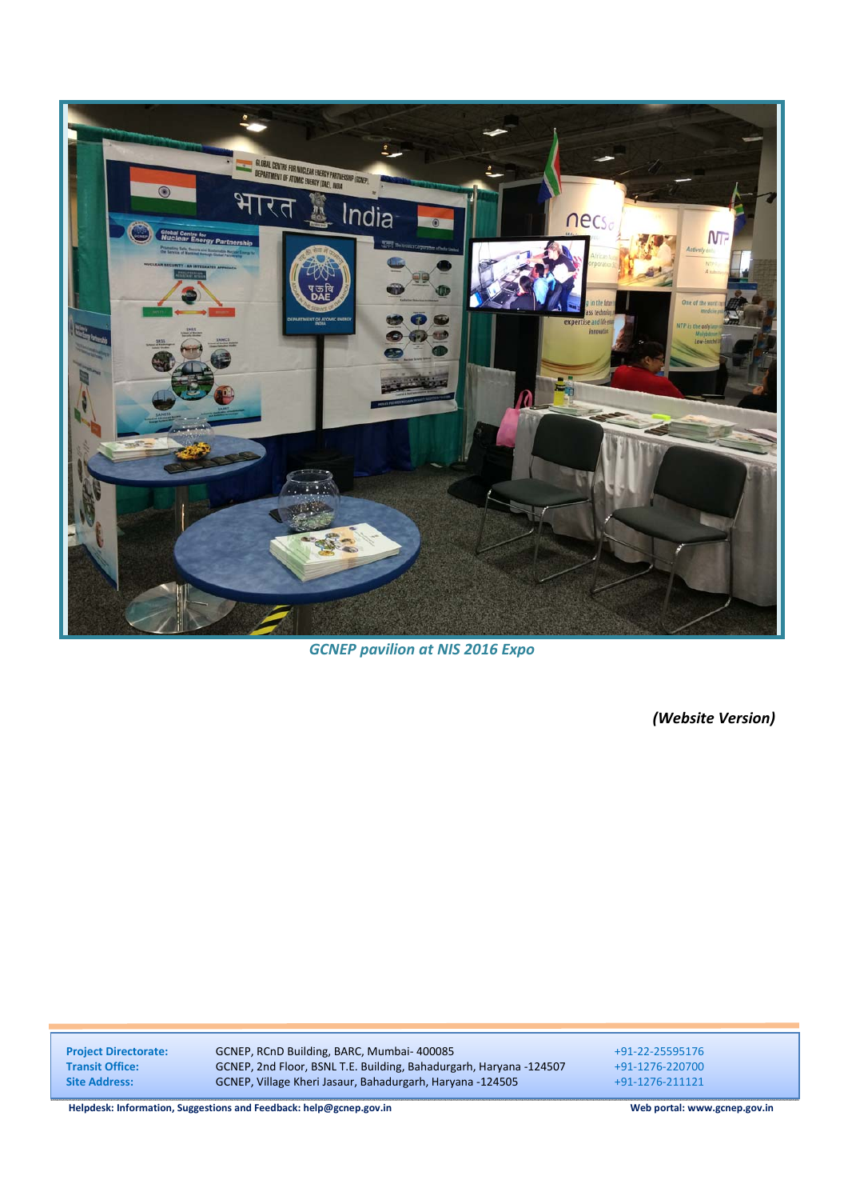*GCNEP pavilion at NIS 2016 Expo*

***(Website Version)***

| | | |
|---|---|---|
| **Project Directorate:** | GCNEP, RCnD Building, BARC, Mumbai- 400085 | +91-22-25595176 |
| **Transit Office:** | GCNEP, 2nd Floor, BSNL T.E. Building, Bahadurgarh, Haryana -124507 | +91-1276-220700 |
| **Site Address:** | GCNEP, Village Kheri Jasaur, Bahadurgarh, Haryana -124505 | +91-1276-211121 |

**Helpdesk: Information, Suggestions and Feedback: help@gcnep.gov.in** **Web portal: www.gcnep.gov.in**